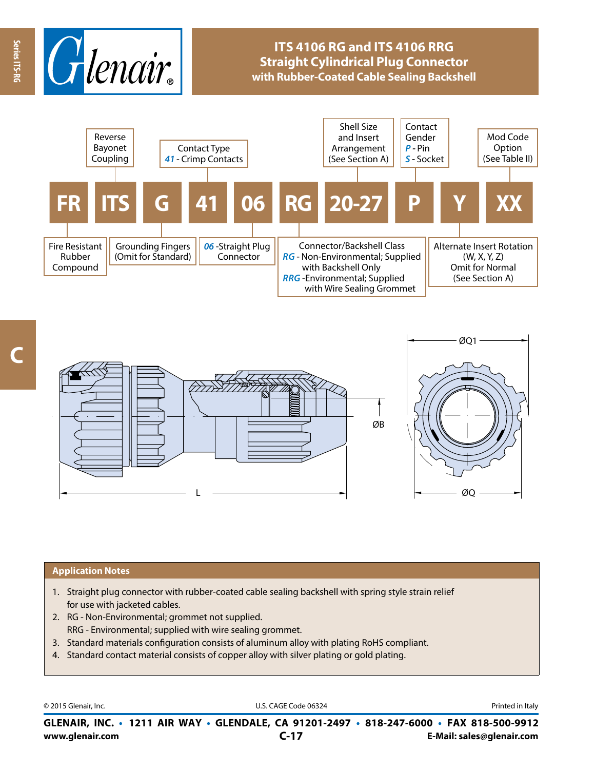# ITS 4106 RG and ITS 4106 RRG Straight Cylindrical Plug Connector with Rubber-Coated Cable Sealing Backshell

## Part Number Example

**FR ITS G 41 06 RG 20-27 P Y XX**

| Code | Description |
| --- | --- |
| FR | Fire Resistant Rubber Compound |
| ITS | Reverse Bayonet Coupling |
| G | Grounding Fingers (Omit for Standard) |
| 41 | Contact Type: *41* - Crimp Contacts |
| 06 | *06* - Straight Plug Connector |
| RG | Connector/Backshell Class: *RG* - Non-Environmental; Supplied with Backshell Only; *RRG* - Environmental; Supplied with Wire Sealing Grommet |
| 20-27 | Shell Size and Insert Arrangement (See Section A) |
| P | Contact Gender: *P* - Pin; *S* - Socket |
| Y | Alternate Insert Rotation (W, X, Y, Z) Omit for Normal (See Section A) |
| XX | Mod Code Option (See Table II) |

Dimensions: L, ØB, ØQ, ØQ1

## Application Notes

1. Straight plug connector with rubber-coated cable sealing backshell with spring style strain relief for use with jacketed cables.
2. RG - Non-Environmental; grommet not supplied.
   RRG - Environmental; supplied with wire sealing grommet.
3. Standard materials configuration consists of aluminum alloy with plating RoHS compliant.
4. Standard contact material consists of copper alloy with silver plating or gold plating.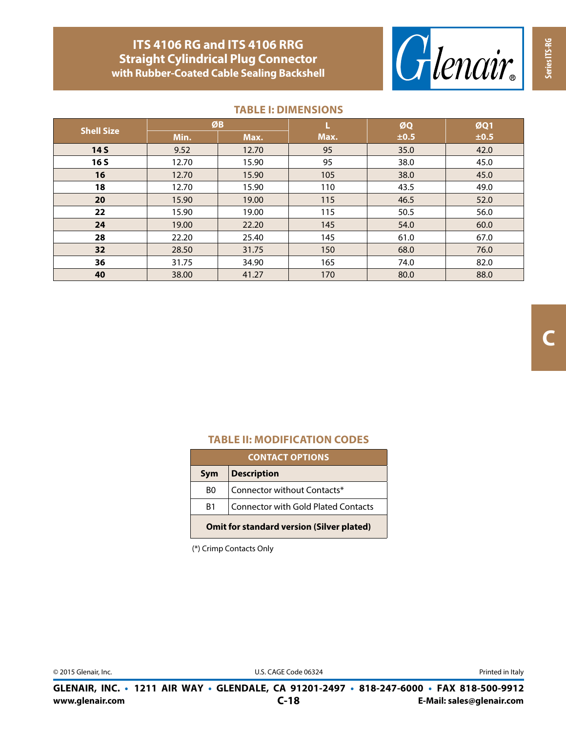# ITS 4106 RG and ITS 4106 RRG Straight Cylindrical Plug Connector with Rubber-Coated Cable Sealing Backshell

## TABLE I: DIMENSIONS

| Shell Size | ØB | | L | ØQ | ØQ1 |
|---|---|---|---|---|---|
| | Min. | Max. | Max. | ±0.5 | ±0.5 |
| **14 S** | 9.52 | 12.70 | 95 | 35.0 | 42.0 |
| **16 S** | 12.70 | 15.90 | 95 | 38.0 | 45.0 |
| **16** | 12.70 | 15.90 | 105 | 38.0 | 45.0 |
| **18** | 12.70 | 15.90 | 110 | 43.5 | 49.0 |
| **20** | 15.90 | 19.00 | 115 | 46.5 | 52.0 |
| **22** | 15.90 | 19.00 | 115 | 50.5 | 56.0 |
| **24** | 19.00 | 22.20 | 145 | 54.0 | 60.0 |
| **28** | 22.20 | 25.40 | 145 | 61.0 | 67.0 |
| **32** | 28.50 | 31.75 | 150 | 68.0 | 76.0 |
| **36** | 31.75 | 34.90 | 165 | 74.0 | 82.0 |
| **40** | 38.00 | 41.27 | 170 | 80.0 | 88.0 |

## TABLE II: MODIFICATION CODES

| CONTACT OPTIONS | |
|---|---|
| **Sym** | **Description** |
| B0 | Connector without Contacts* |
| B1 | Connector with Gold Plated Contacts |
| **Omit for standard version (Silver plated)** | |

(*) Crimp Contacts Only

© 2015 Glenair, Inc. U.S. CAGE Code 06324 Printed in Italy

**GLENAIR, INC. • 1211 AIR WAY • GLENDALE, CA 91201-2497 • 818-247-6000 • FAX 818-500-9912**
**www.glenair.com** **E-Mail: sales@glenair.com**